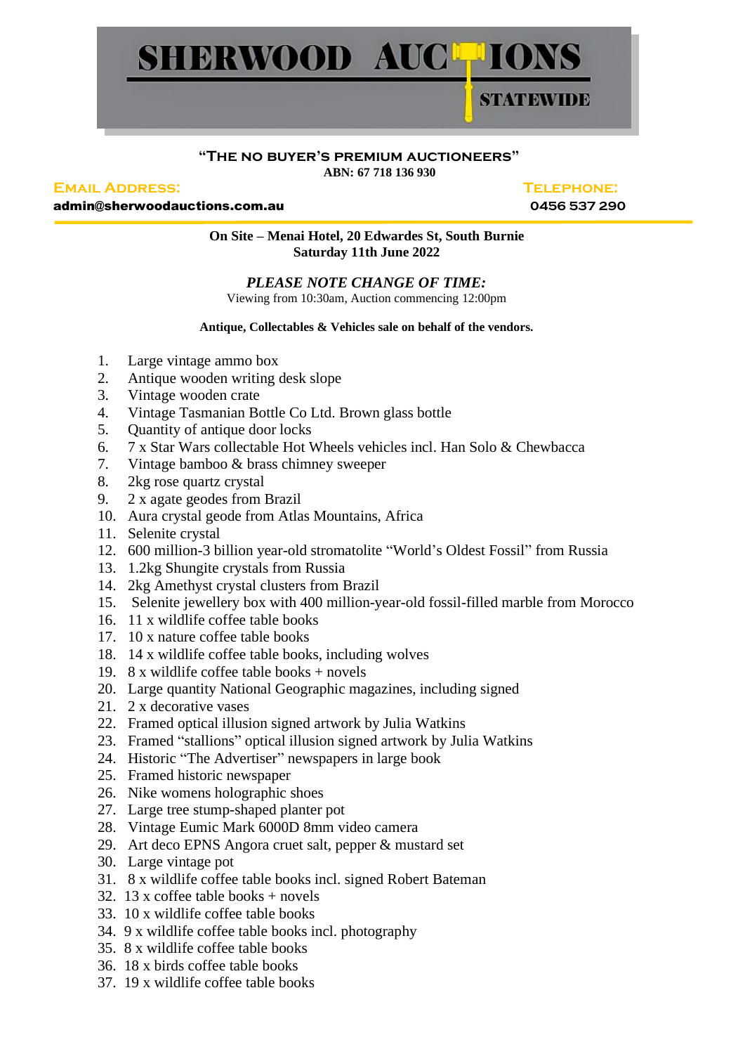# SHERWOOD AUCTIONS

STATEWIDE

**"THE NO BUYER'S PREMIUM AUCTIONEERS"**

**ABN: 67 718 136 930**

**EMAIL ADDRESS:** **admin@sherwoodauctions.com.au**

**TELEPHONE:** **0456 537 290**

**On Site – Menai Hotel, 20 Edwardes St, South Burnie**
**Saturday 11th June 2022**

***PLEASE NOTE CHANGE OF TIME:***

Viewing from 10:30am, Auction commencing 12:00pm

**Antique, Collectables & Vehicles sale on behalf of the vendors.**

1. Large vintage ammo box
2. Antique wooden writing desk slope
3. Vintage wooden crate
4. Vintage Tasmanian Bottle Co Ltd. Brown glass bottle
5. Quantity of antique door locks
6. 7 x Star Wars collectable Hot Wheels vehicles incl. Han Solo & Chewbacca
7. Vintage bamboo & brass chimney sweeper
8. 2kg rose quartz crystal
9. 2 x agate geodes from Brazil
10. Aura crystal geode from Atlas Mountains, Africa
11. Selenite crystal
12. 600 million-3 billion year-old stromatolite "World's Oldest Fossil" from Russia
13. 1.2kg Shungite crystals from Russia
14. 2kg Amethyst crystal clusters from Brazil
15. Selenite jewellery box with 400 million-year-old fossil-filled marble from Morocco
16. 11 x wildlife coffee table books
17. 10 x nature coffee table books
18. 14 x wildlife coffee table books, including wolves
19. 8 x wildlife coffee table books + novels
20. Large quantity National Geographic magazines, including signed
21. 2 x decorative vases
22. Framed optical illusion signed artwork by Julia Watkins
23. Framed "stallions" optical illusion signed artwork by Julia Watkins
24. Historic "The Advertiser" newspapers in large book
25. Framed historic newspaper
26. Nike womens holographic shoes
27. Large tree stump-shaped planter pot
28. Vintage Eumic Mark 6000D 8mm video camera
29. Art deco EPNS Angora cruet salt, pepper & mustard set
30. Large vintage pot
31. 8 x wildlife coffee table books incl. signed Robert Bateman
32. 13 x coffee table books + novels
33. 10 x wildlife coffee table books
34. 9 x wildlife coffee table books incl. photography
35. 8 x wildlife coffee table books
36. 18 x birds coffee table books
37. 19 x wildlife coffee table books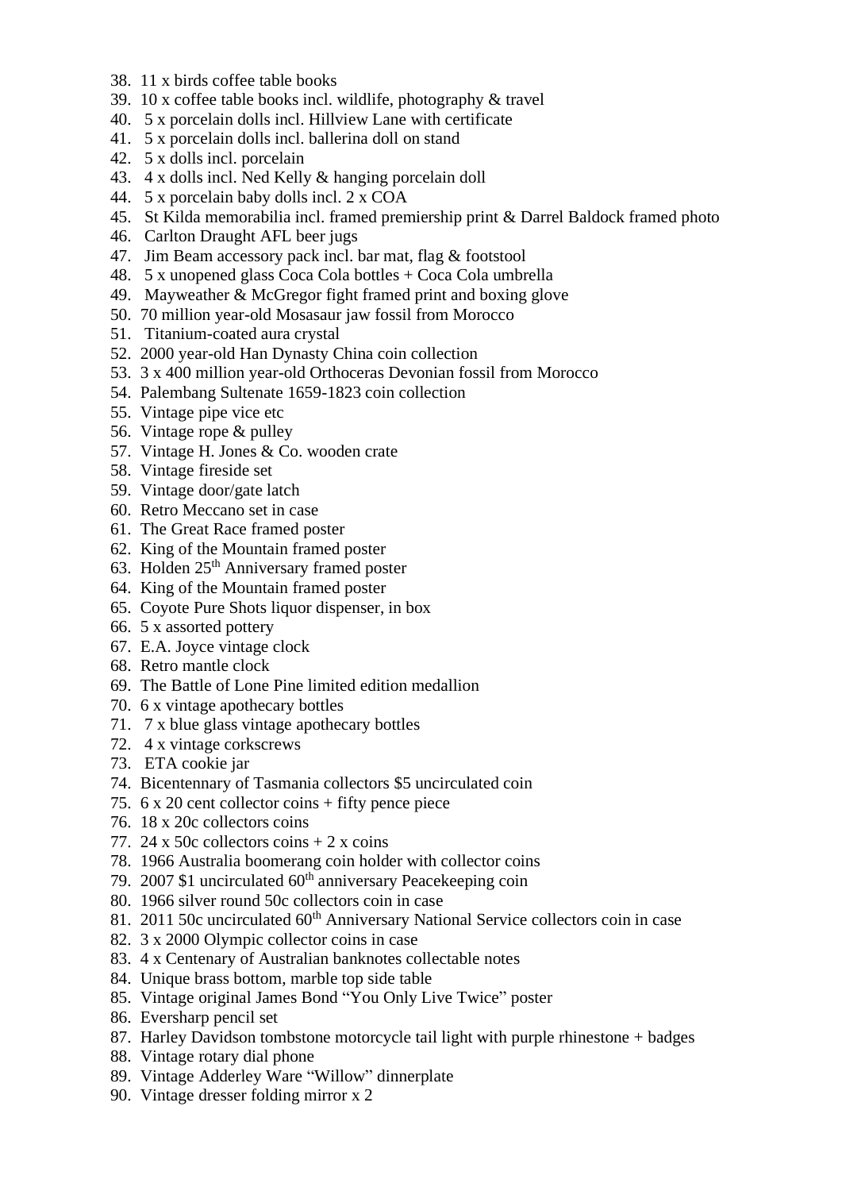38. 11 x birds coffee table books
39. 10 x coffee table books incl. wildlife, photography & travel
40. 5 x porcelain dolls incl. Hillview Lane with certificate
41. 5 x porcelain dolls incl. ballerina doll on stand
42. 5 x dolls incl. porcelain
43. 4 x dolls incl. Ned Kelly & hanging porcelain doll
44. 5 x porcelain baby dolls incl. 2 x COA
45. St Kilda memorabilia incl. framed premiership print & Darrel Baldock framed photo
46. Carlton Draught AFL beer jugs
47. Jim Beam accessory pack incl. bar mat, flag & footstool
48. 5 x unopened glass Coca Cola bottles + Coca Cola umbrella
49. Mayweather & McGregor fight framed print and boxing glove
50. 70 million year-old Mosasaur jaw fossil from Morocco
51. Titanium-coated aura crystal
52. 2000 year-old Han Dynasty China coin collection
53. 3 x 400 million year-old Orthoceras Devonian fossil from Morocco
54. Palembang Sultenate 1659-1823 coin collection
55. Vintage pipe vice etc
56. Vintage rope & pulley
57. Vintage H. Jones & Co. wooden crate
58. Vintage fireside set
59. Vintage door/gate latch
60. Retro Meccano set in case
61. The Great Race framed poster
62. King of the Mountain framed poster
63. Holden 25th Anniversary framed poster
64. King of the Mountain framed poster
65. Coyote Pure Shots liquor dispenser, in box
66. 5 x assorted pottery
67. E.A. Joyce vintage clock
68. Retro mantle clock
69. The Battle of Lone Pine limited edition medallion
70. 6 x vintage apothecary bottles
71. 7 x blue glass vintage apothecary bottles
72. 4 x vintage corkscrews
73. ETA cookie jar
74. Bicentennary of Tasmania collectors $5 uncirculated coin
75. 6 x 20 cent collector coins + fifty pence piece
76. 18 x 20c collectors coins
77. 24 x 50c collectors coins + 2 x coins
78. 1966 Australia boomerang coin holder with collector coins
79. 2007 $1 uncirculated 60th anniversary Peacekeeping coin
80. 1966 silver round 50c collectors coin in case
81. 2011 50c uncirculated 60th Anniversary National Service collectors coin in case
82. 3 x 2000 Olympic collector coins in case
83. 4 x Centenary of Australian banknotes collectable notes
84. Unique brass bottom, marble top side table
85. Vintage original James Bond "You Only Live Twice" poster
86. Eversharp pencil set
87. Harley Davidson tombstone motorcycle tail light with purple rhinestone + badges
88. Vintage rotary dial phone
89. Vintage Adderley Ware "Willow" dinnerplate
90. Vintage dresser folding mirror x 2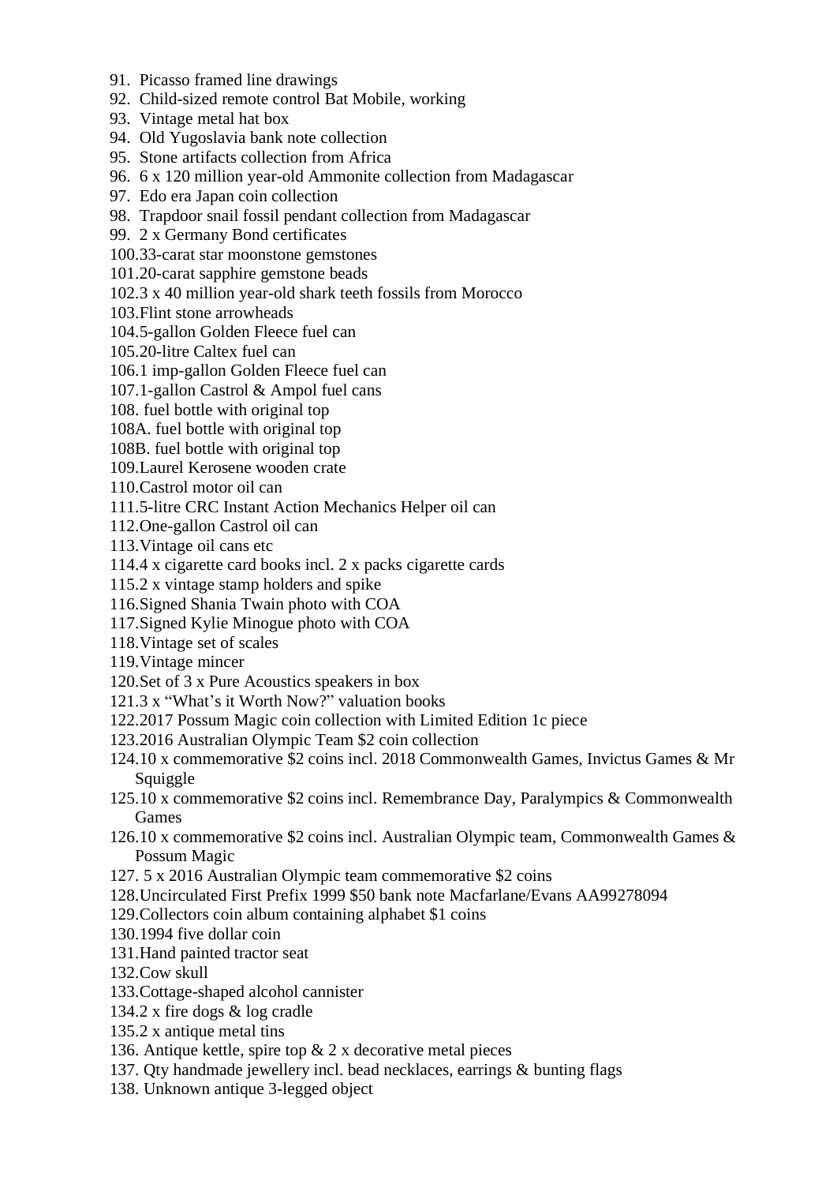91. Picasso framed line drawings
92. Child-sized remote control Bat Mobile, working
93. Vintage metal hat box
94. Old Yugoslavia bank note collection
95. Stone artifacts collection from Africa
96. 6 x 120 million year-old Ammonite collection from Madagascar
97. Edo era Japan coin collection
98. Trapdoor snail fossil pendant collection from Madagascar
99. 2 x Germany Bond certificates
100. 33-carat star moonstone gemstones
101. 20-carat sapphire gemstone beads
102. 3 x 40 million year-old shark teeth fossils from Morocco
103. Flint stone arrowheads
104. 5-gallon Golden Fleece fuel can
105. 20-litre Caltex fuel can
106. 1 imp-gallon Golden Fleece fuel can
107. 1-gallon Castrol & Ampol fuel cans
108. fuel bottle with original top

108A. fuel bottle with original top

108B. fuel bottle with original top

109. Laurel Kerosene wooden crate
110. Castrol motor oil can
111. 5-litre CRC Instant Action Mechanics Helper oil can
112. One-gallon Castrol oil can
113. Vintage oil cans etc
114. 4 x cigarette card books incl. 2 x packs cigarette cards
115. 2 x vintage stamp holders and spike
116. Signed Shania Twain photo with COA
117. Signed Kylie Minogue photo with COA
118. Vintage set of scales
119. Vintage mincer
120. Set of 3 x Pure Acoustics speakers in box
121. 3 x "What's it Worth Now?" valuation books
122. 2017 Possum Magic coin collection with Limited Edition 1c piece
123. 2016 Australian Olympic Team $2 coin collection
124. 10 x commemorative $2 coins incl. 2018 Commonwealth Games, Invictus Games & Mr Squiggle
125. 10 x commemorative $2 coins incl. Remembrance Day, Paralympics & Commonwealth Games
126. 10 x commemorative $2 coins incl. Australian Olympic team, Commonwealth Games & Possum Magic
127. 5 x 2016 Australian Olympic team commemorative $2 coins
128. Uncirculated First Prefix 1999 $50 bank note Macfarlane/Evans AA99278094
129. Collectors coin album containing alphabet $1 coins
130. 1994 five dollar coin
131. Hand painted tractor seat
132. Cow skull
133. Cottage-shaped alcohol cannister
134. 2 x fire dogs & log cradle
135. 2 x antique metal tins
136. Antique kettle, spire top & 2 x decorative metal pieces
137. Qty handmade jewellery incl. bead necklaces, earrings & bunting flags
138. Unknown antique 3-legged object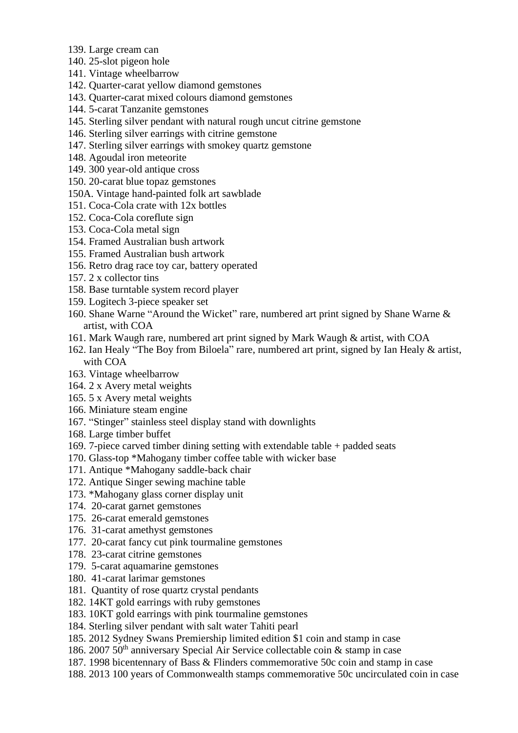139. Large cream can
140. 25-slot pigeon hole
141. Vintage wheelbarrow
142. Quarter-carat yellow diamond gemstones
143. Quarter-carat mixed colours diamond gemstones
144. 5-carat Tanzanite gemstones
145. Sterling silver pendant with natural rough uncut citrine gemstone
146. Sterling silver earrings with citrine gemstone
147. Sterling silver earrings with smokey quartz gemstone
148. Agoudal iron meteorite
149. 300 year-old antique cross
150. 20-carat blue topaz gemstones
150A. Vintage hand-painted folk art sawblade
151. Coca-Cola crate with 12x bottles
152. Coca-Cola coreflute sign
153. Coca-Cola metal sign
154. Framed Australian bush artwork
155. Framed Australian bush artwork
156. Retro drag race toy car, battery operated
157. 2 x collector tins
158. Base turntable system record player
159. Logitech 3-piece speaker set
160. Shane Warne "Around the Wicket" rare, numbered art print signed by Shane Warne & artist, with COA
161. Mark Waugh rare, numbered art print signed by Mark Waugh & artist, with COA
162. Ian Healy "The Boy from Biloela" rare, numbered art print, signed by Ian Healy & artist, with COA
163. Vintage wheelbarrow
164. 2 x Avery metal weights
165. 5 x Avery metal weights
166. Miniature steam engine
167. "Stinger" stainless steel display stand with downlights
168. Large timber buffet
169. 7-piece carved timber dining setting with extendable table + padded seats
170. Glass-top *Mahogany timber coffee table with wicker base
171. Antique *Mahogany saddle-back chair
172. Antique Singer sewing machine table
173. *Mahogany glass corner display unit
174. 20-carat garnet gemstones
175. 26-carat emerald gemstones
176. 31-carat amethyst gemstones
177. 20-carat fancy cut pink tourmaline gemstones
178. 23-carat citrine gemstones
179. 5-carat aquamarine gemstones
180. 41-carat larimar gemstones
181. Quantity of rose quartz crystal pendants
182. 14KT gold earrings with ruby gemstones
183. 10KT gold earrings with pink tourmaline gemstones
184. Sterling silver pendant with salt water Tahiti pearl
185. 2012 Sydney Swans Premiership limited edition $1 coin and stamp in case
186. 2007 50th anniversary Special Air Service collectable coin & stamp in case
187. 1998 bicentennary of Bass & Flinders commemorative 50c coin and stamp in case
188. 2013 100 years of Commonwealth stamps commemorative 50c uncirculated coin in case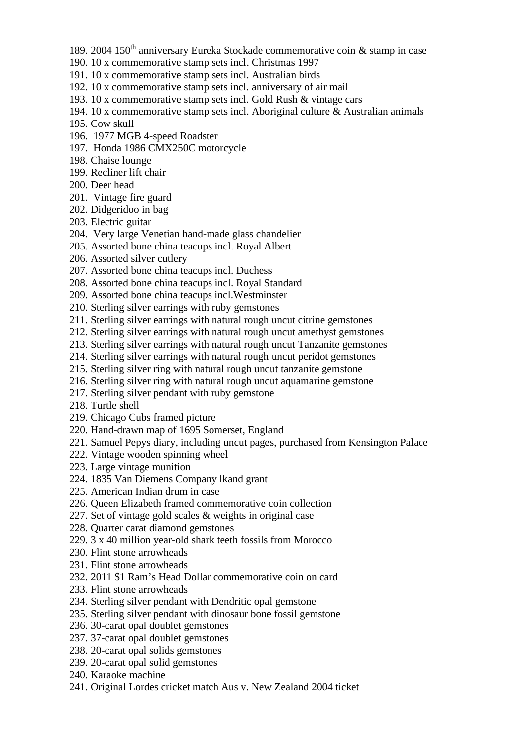189. 2004 150th anniversary Eureka Stockade commemorative coin & stamp in case
190. 10 x commemorative stamp sets incl. Christmas 1997
191. 10 x commemorative stamp sets incl. Australian birds
192. 10 x commemorative stamp sets incl. anniversary of air mail
193. 10 x commemorative stamp sets incl. Gold Rush & vintage cars
194. 10 x commemorative stamp sets incl. Aboriginal culture & Australian animals
195. Cow skull
196. 1977 MGB 4-speed Roadster
197. Honda 1986 CMX250C motorcycle
198. Chaise lounge
199. Recliner lift chair
200. Deer head
201. Vintage fire guard
202. Didgeridoo in bag
203. Electric guitar
204. Very large Venetian hand-made glass chandelier
205. Assorted bone china teacups incl. Royal Albert
206. Assorted silver cutlery
207. Assorted bone china teacups incl. Duchess
208. Assorted bone china teacups incl. Royal Standard
209. Assorted bone china teacups incl.Westminster
210. Sterling silver earrings with ruby gemstones
211. Sterling silver earrings with natural rough uncut citrine gemstones
212. Sterling silver earrings with natural rough uncut amethyst gemstones
213. Sterling silver earrings with natural rough uncut Tanzanite gemstones
214. Sterling silver earrings with natural rough uncut peridot gemstones
215. Sterling silver ring with natural rough uncut tanzanite gemstone
216. Sterling silver ring with natural rough uncut aquamarine gemstone
217. Sterling silver pendant with ruby gemstone
218. Turtle shell
219. Chicago Cubs framed picture
220. Hand-drawn map of 1695 Somerset, England
221. Samuel Pepys diary, including uncut pages, purchased from Kensington Palace
222. Vintage wooden spinning wheel
223. Large vintage munition
224. 1835 Van Diemens Company lkand grant
225. American Indian drum in case
226. Queen Elizabeth framed commemorative coin collection
227. Set of vintage gold scales & weights in original case
228. Quarter carat diamond gemstones
229. 3 x 40 million year-old shark teeth fossils from Morocco
230. Flint stone arrowheads
231. Flint stone arrowheads
232. 2011 $1 Ram's Head Dollar commemorative coin on card
233. Flint stone arrowheads
234. Sterling silver pendant with Dendritic opal gemstone
235. Sterling silver pendant with dinosaur bone fossil gemstone
236. 30-carat opal doublet gemstones
237. 37-carat opal doublet gemstones
238. 20-carat opal solids gemstones
239. 20-carat opal solid gemstones
240. Karaoke machine
241. Original Lordes cricket match Aus v. New Zealand 2004 ticket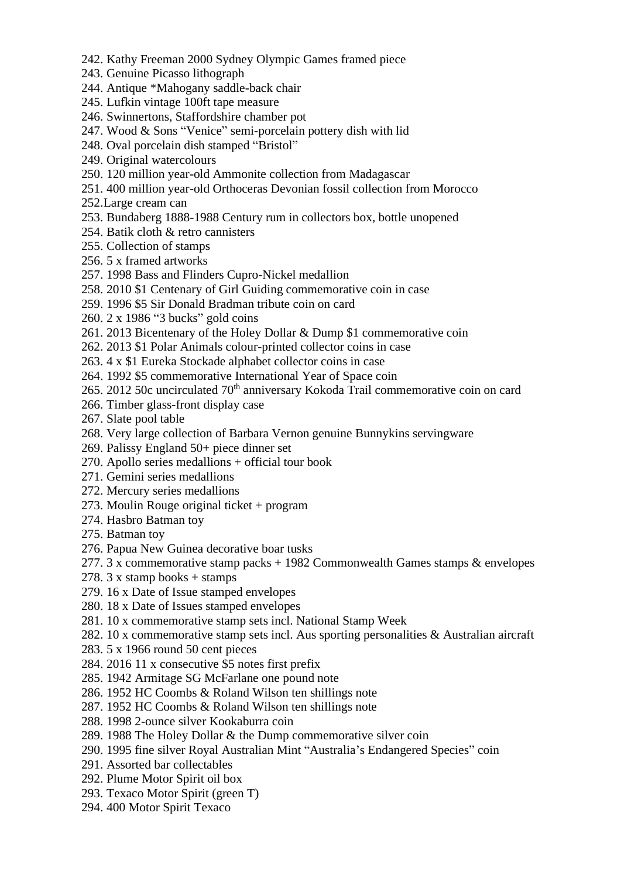242. Kathy Freeman 2000 Sydney Olympic Games framed piece
243. Genuine Picasso lithograph
244. Antique *Mahogany saddle-back chair
245. Lufkin vintage 100ft tape measure
246. Swinnertons, Staffordshire chamber pot
247. Wood & Sons “Venice” semi-porcelain pottery dish with lid
248. Oval porcelain dish stamped “Bristol”
249. Original watercolours
250. 120 million year-old Ammonite collection from Madagascar
251. 400 million year-old Orthoceras Devonian fossil collection from Morocco
252. Large cream can
253. Bundaberg 1888-1988 Century rum in collectors box, bottle unopened
254. Batik cloth & retro cannisters
255. Collection of stamps
256. 5 x framed artworks
257. 1998 Bass and Flinders Cupro-Nickel medallion
258. 2010 $1 Centenary of Girl Guiding commemorative coin in case
259. 1996 $5 Sir Donald Bradman tribute coin on card
260. 2 x 1986 “3 bucks” gold coins
261. 2013 Bicentenary of the Holey Dollar & Dump $1 commemorative coin
262. 2013 $1 Polar Animals colour-printed collector coins in case
263. 4 x $1 Eureka Stockade alphabet collector coins in case
264. 1992 $5 commemorative International Year of Space coin
265. 2012 50c uncirculated 70th anniversary Kokoda Trail commemorative coin on card
266. Timber glass-front display case
267. Slate pool table
268. Very large collection of Barbara Vernon genuine Bunnykins servingware
269. Palissy England 50+ piece dinner set
270. Apollo series medallions + official tour book
271. Gemini series medallions
272. Mercury series medallions
273. Moulin Rouge original ticket + program
274. Hasbro Batman toy
275. Batman toy
276. Papua New Guinea decorative boar tusks
277. 3 x commemorative stamp packs + 1982 Commonwealth Games stamps & envelopes
278. 3 x stamp books + stamps
279. 16 x Date of Issue stamped envelopes
280. 18 x Date of Issues stamped envelopes
281. 10 x commemorative stamp sets incl. National Stamp Week
282. 10 x commemorative stamp sets incl. Aus sporting personalities & Australian aircraft
283. 5 x 1966 round 50 cent pieces
284. 2016 11 x consecutive $5 notes first prefix
285. 1942 Armitage SG McFarlane one pound note
286. 1952 HC Coombs & Roland Wilson ten shillings note
287. 1952 HC Coombs & Roland Wilson ten shillings note
288. 1998 2-ounce silver Kookaburra coin
289. 1988 The Holey Dollar & the Dump commemorative silver coin
290. 1995 fine silver Royal Australian Mint “Australia’s Endangered Species” coin
291. Assorted bar collectables
292. Plume Motor Spirit oil box
293. Texaco Motor Spirit (green T)
294. 400 Motor Spirit Texaco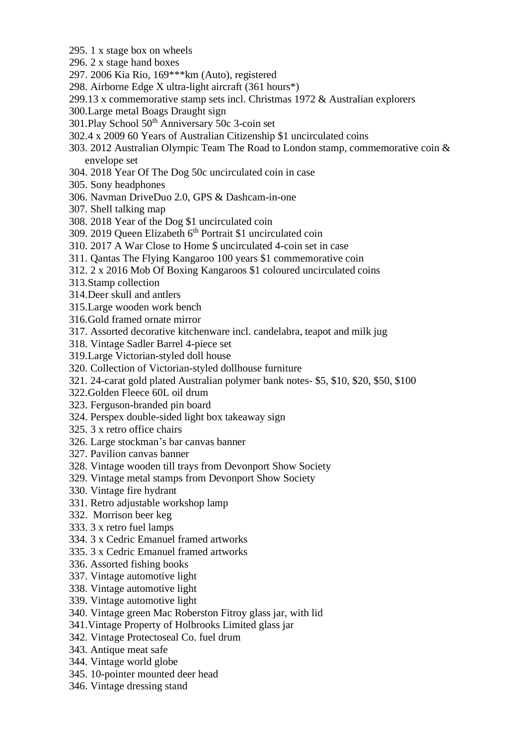295. 1 x stage box on wheels
296. 2 x stage hand boxes
297. 2006 Kia Rio, 169***km (Auto), registered
298. Airborne Edge X ultra-light aircraft (361 hours*)
299. 13 x commemorative stamp sets incl. Christmas 1972 & Australian explorers
300. Large metal Boags Draught sign
301. Play School 50th Anniversary 50c 3-coin set
302. 4 x 2009 60 Years of Australian Citizenship $1 uncirculated coins
303. 2012 Australian Olympic Team The Road to London stamp, commemorative coin & envelope set
304. 2018 Year Of The Dog 50c uncirculated coin in case
305. Sony headphones
306. Navman DriveDuo 2.0, GPS & Dashcam-in-one
307. Shell talking map
308. 2018 Year of the Dog $1 uncirculated coin
309. 2019 Queen Elizabeth 6th Portrait $1 uncirculated coin
310. 2017 A War Close to Home $ uncirculated 4-coin set in case
311. Qantas The Flying Kangaroo 100 years $1 commemorative coin
312. 2 x 2016 Mob Of Boxing Kangaroos $1 coloured uncirculated coins
313. Stamp collection
314. Deer skull and antlers
315. Large wooden work bench
316. Gold framed ornate mirror
317. Assorted decorative kitchenware incl. candelabra, teapot and milk jug
318. Vintage Sadler Barrel 4-piece set
319. Large Victorian-styled doll house
320. Collection of Victorian-styled dollhouse furniture
321. 24-carat gold plated Australian polymer bank notes- $5, $10, $20, $50, $100
322. Golden Fleece 60L oil drum
323. Ferguson-branded pin board
324. Perspex double-sided light box takeaway sign
325. 3 x retro office chairs
326. Large stockman's bar canvas banner
327. Pavilion canvas banner
328. Vintage wooden till trays from Devonport Show Society
329. Vintage metal stamps from Devonport Show Society
330. Vintage fire hydrant
331. Retro adjustable workshop lamp
332. Morrison beer keg
333. 3 x retro fuel lamps
334. 3 x Cedric Emanuel framed artworks
335. 3 x Cedric Emanuel framed artworks
336. Assorted fishing books
337. Vintage automotive light
338. Vintage automotive light
339. Vintage automotive light
340. Vintage green Mac Roberston Fitroy glass jar, with lid
341. Vintage Property of Holbrooks Limited glass jar
342. Vintage Protectoseal Co. fuel drum
343. Antique meat safe
344. Vintage world globe
345. 10-pointer mounted deer head
346. Vintage dressing stand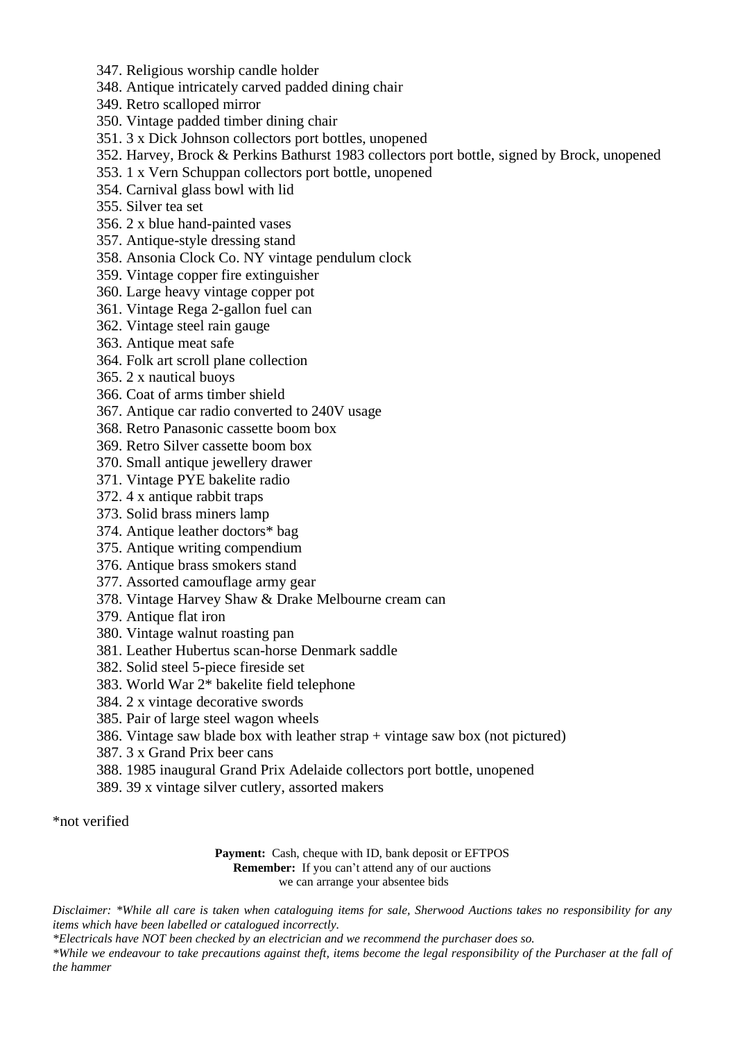347. Religious worship candle holder
348. Antique intricately carved padded dining chair
349. Retro scalloped mirror
350. Vintage padded timber dining chair
351. 3 x Dick Johnson collectors port bottles, unopened
352. Harvey, Brock & Perkins Bathurst 1983 collectors port bottle, signed by Brock, unopened
353. 1 x Vern Schuppan collectors port bottle, unopened
354. Carnival glass bowl with lid
355. Silver tea set
356. 2 x blue hand-painted vases
357. Antique-style dressing stand
358. Ansonia Clock Co. NY vintage pendulum clock
359. Vintage copper fire extinguisher
360. Large heavy vintage copper pot
361. Vintage Rega 2-gallon fuel can
362. Vintage steel rain gauge
363. Antique meat safe
364. Folk art scroll plane collection
365. 2 x nautical buoys
366. Coat of arms timber shield
367. Antique car radio converted to 240V usage
368. Retro Panasonic cassette boom box
369. Retro Silver cassette boom box
370. Small antique jewellery drawer
371. Vintage PYE bakelite radio
372. 4 x antique rabbit traps
373. Solid brass miners lamp
374. Antique leather doctors* bag
375. Antique writing compendium
376. Antique brass smokers stand
377. Assorted camouflage army gear
378. Vintage Harvey Shaw & Drake Melbourne cream can
379. Antique flat iron
380. Vintage walnut roasting pan
381. Leather Hubertus scan-horse Denmark saddle
382. Solid steel 5-piece fireside set
383. World War 2* bakelite field telephone
384. 2 x vintage decorative swords
385. Pair of large steel wagon wheels
386. Vintage saw blade box with leather strap + vintage saw box (not pictured)
387. 3 x Grand Prix beer cans
388. 1985 inaugural Grand Prix Adelaide collectors port bottle, unopened
389. 39 x vintage silver cutlery, assorted makers

*not verified

**Payment:** Cash, cheque with ID, bank deposit or EFTPOS
**Remember:** If you can't attend any of our auctions we can arrange your absentee bids

*Disclaimer: *While all care is taken when cataloguing items for sale, Sherwood Auctions takes no responsibility for any items which have been labelled or catalogued incorrectly.*
*\*Electricals have NOT been checked by an electrician and we recommend the purchaser does so.*
*\*While we endeavour to take precautions against theft, items become the legal responsibility of the Purchaser at the fall of the hammer*